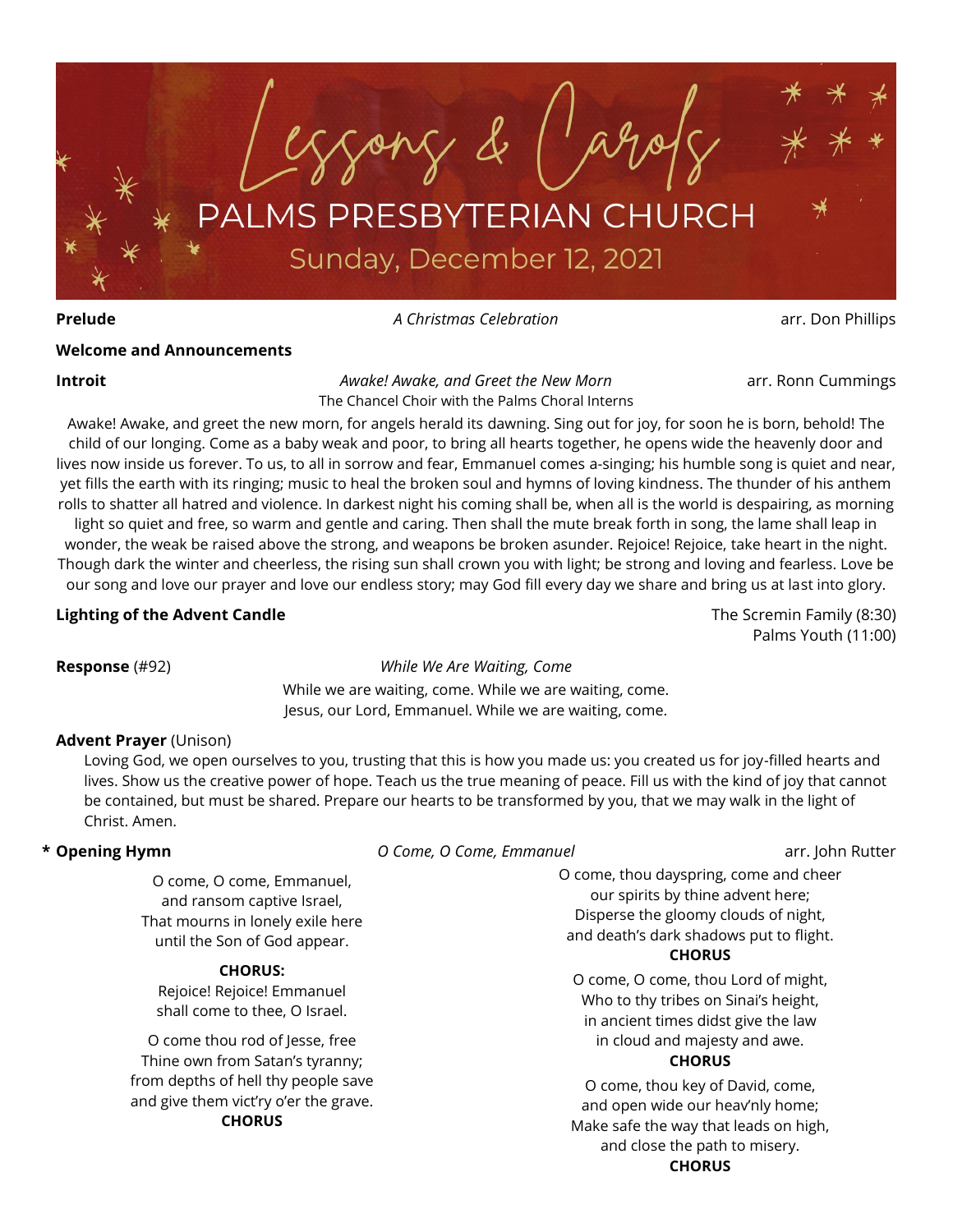# Lessons & Carols

## PALMS PRESBYTERIAN CHURCH

Sunday, December 12, 2021

**Prelude** — *A Christmas Celebration* — arr. Don Phillips

**Welcome and Announcements**

**Introit** — *Awake! Awake, and Greet the New Morn* — arr. Ronn Cummings
The Chancel Choir with the Palms Choral Interns

Awake! Awake, and greet the new morn, for angels herald its dawning. Sing out for joy, for soon he is born, behold! The child of our longing. Come as a baby weak and poor, to bring all hearts together, he opens wide the heavenly door and lives now inside us forever. To us, to all in sorrow and fear, Emmanuel comes a-singing; his humble song is quiet and near, yet fills the earth with its ringing; music to heal the broken soul and hymns of loving kindness. The thunder of his anthem rolls to shatter all hatred and violence. In darkest night his coming shall be, when all is the world is despairing, as morning light so quiet and free, so warm and gentle and caring. Then shall the mute break forth in song, the lame shall leap in wonder, the weak be raised above the strong, and weapons be broken asunder. Rejoice! Rejoice, take heart in the night. Though dark the winter and cheerless, the rising sun shall crown you with light; be strong and loving and fearless. Love be our song and love our prayer and love our endless story; may God fill every day we share and bring us at last into glory.

**Lighting of the Advent Candle** — The Scremin Family (8:30), Palms Youth (11:00)

**Response** (#92) — *While We Are Waiting, Come*

While we are waiting, come. While we are waiting, come.
Jesus, our Lord, Emmanuel. While we are waiting, come.

**Advent Prayer** (Unison)

Loving God, we open ourselves to you, trusting that this is how you made us: you created us for joy-filled hearts and lives. Show us the creative power of hope. Teach us the true meaning of peace. Fill us with the kind of joy that cannot be contained, but must be shared. Prepare our hearts to be transformed by you, that we may walk in the light of Christ. Amen.

\* **Opening Hymn** — *O Come, O Come, Emmanuel* — arr. John Rutter

O come, O come, Emmanuel,
and ransom captive Israel,
That mourns in lonely exile here
until the Son of God appear.

**CHORUS:**
Rejoice! Rejoice! Emmanuel
shall come to thee, O Israel.

O come thou rod of Jesse, free
Thine own from Satan's tyranny;
from depths of hell thy people save
and give them vict'ry o'er the grave.
**CHORUS**

O come, thou dayspring, come and cheer
our spirits by thine advent here;
Disperse the gloomy clouds of night,
and death's dark shadows put to flight.
**CHORUS**

O come, O come, thou Lord of might,
Who to thy tribes on Sinai's height,
in ancient times didst give the law
in cloud and majesty and awe.
**CHORUS**

O come, thou key of David, come,
and open wide our heav'nly home;
Make safe the way that leads on high,
and close the path to misery.
**CHORUS**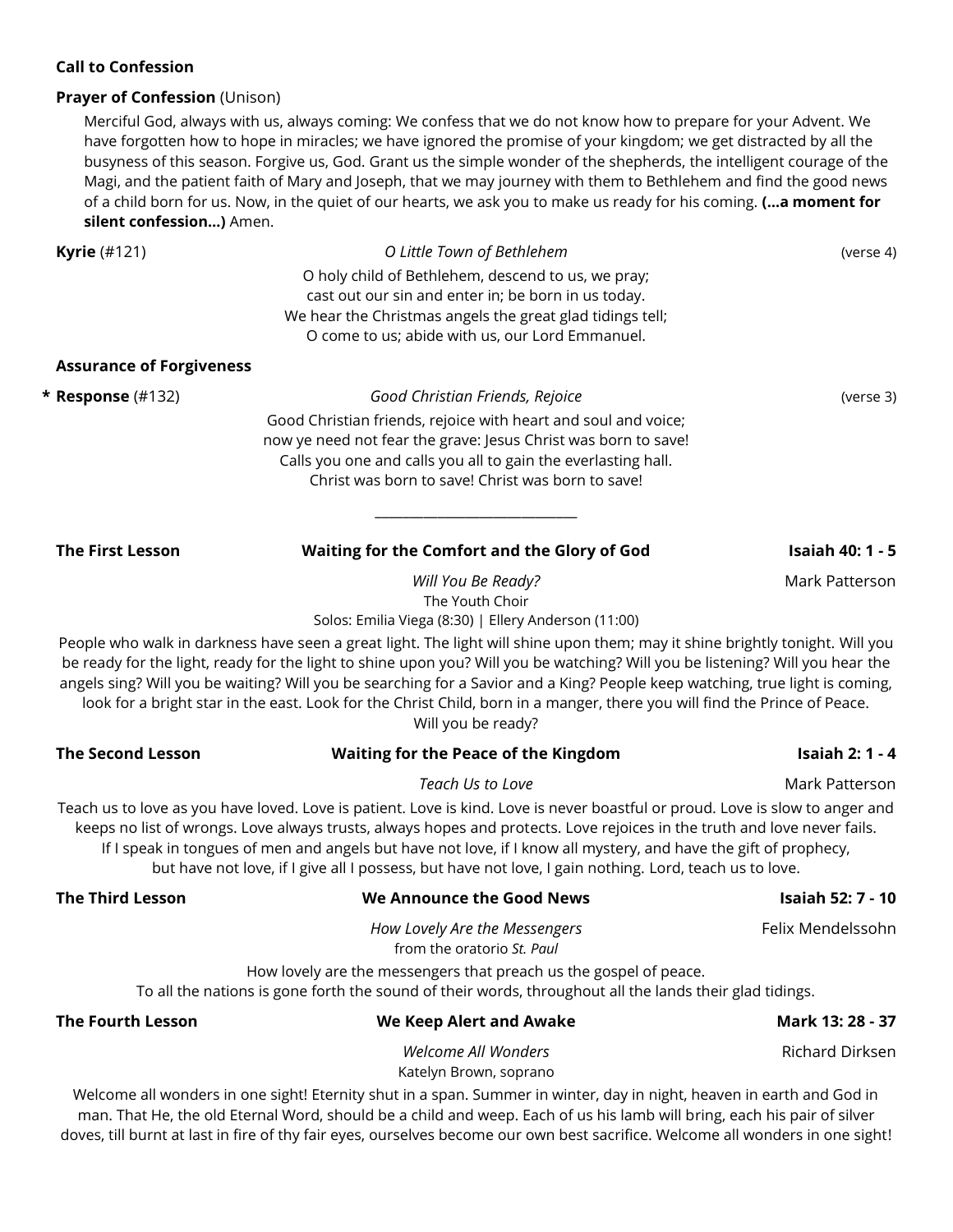**Call to Confession**

**Prayer of Confession** (Unison)

Merciful God, always with us, always coming: We confess that we do not know how to prepare for your Advent. We have forgotten how to hope in miracles; we have ignored the promise of your kingdom; we get distracted by all the busyness of this season. Forgive us, God. Grant us the simple wonder of the shepherds, the intelligent courage of the Magi, and the patient faith of Mary and Joseph, that we may journey with them to Bethlehem and find the good news of a child born for us. Now, in the quiet of our hearts, we ask you to make us ready for his coming. **(…a moment for silent confession…)** Amen.

**Kyrie** (#121) — *O Little Town of Bethlehem* — (verse 4)

O holy child of Bethlehem, descend to us, we pray;
cast out our sin and enter in; be born in us today.
We hear the Christmas angels the great glad tidings tell;
O come to us; abide with us, our Lord Emmanuel.

**Assurance of Forgiveness**

\* **Response** (#132) — *Good Christian Friends, Rejoice* — (verse 3)

Good Christian friends, rejoice with heart and soul and voice;
now ye need not fear the grave: Jesus Christ was born to save!
Calls you one and calls you all to gain the everlasting hall.
Christ was born to save! Christ was born to save!

---

**The First Lesson** — **Waiting for the Comfort and the Glory of God** — **Isaiah 40: 1 - 5**

*Will You Be Ready?* — Mark Patterson
The Youth Choir
Solos: Emilia Viega (8:30) | Ellery Anderson (11:00)

People who walk in darkness have seen a great light. The light will shine upon them; may it shine brightly tonight. Will you be ready for the light, ready for the light to shine upon you? Will you be watching? Will you be listening? Will you hear the angels sing? Will you be waiting? Will you be searching for a Savior and a King? People keep watching, true light is coming, look for a bright star in the east. Look for the Christ Child, born in a manger, there you will find the Prince of Peace. Will you be ready?

**The Second Lesson** — **Waiting for the Peace of the Kingdom** — **Isaiah 2: 1 - 4**

*Teach Us to Love* — Mark Patterson

Teach us to love as you have loved. Love is patient. Love is kind. Love is never boastful or proud. Love is slow to anger and keeps no list of wrongs. Love always trusts, always hopes and protects. Love rejoices in the truth and love never fails. If I speak in tongues of men and angels but have not love, if I know all mystery, and have the gift of prophecy, but have not love, if I give all I possess, but have not love, I gain nothing. Lord, teach us to love.

**The Third Lesson** — **We Announce the Good News** — **Isaiah 52: 7 - 10**

*How Lovely Are the Messengers* — Felix Mendelssohn
from the oratorio *St. Paul*

How lovely are the messengers that preach us the gospel of peace.
To all the nations is gone forth the sound of their words, throughout all the lands their glad tidings.

**The Fourth Lesson** — **We Keep Alert and Awake** — **Mark 13: 28 - 37**

*Welcome All Wonders* — Richard Dirksen
Katelyn Brown, soprano

Welcome all wonders in one sight! Eternity shut in a span. Summer in winter, day in night, heaven in earth and God in man. That He, the old Eternal Word, should be a child and weep. Each of us his lamb will bring, each his pair of silver doves, till burnt at last in fire of thy fair eyes, ourselves become our own best sacrifice. Welcome all wonders in one sight!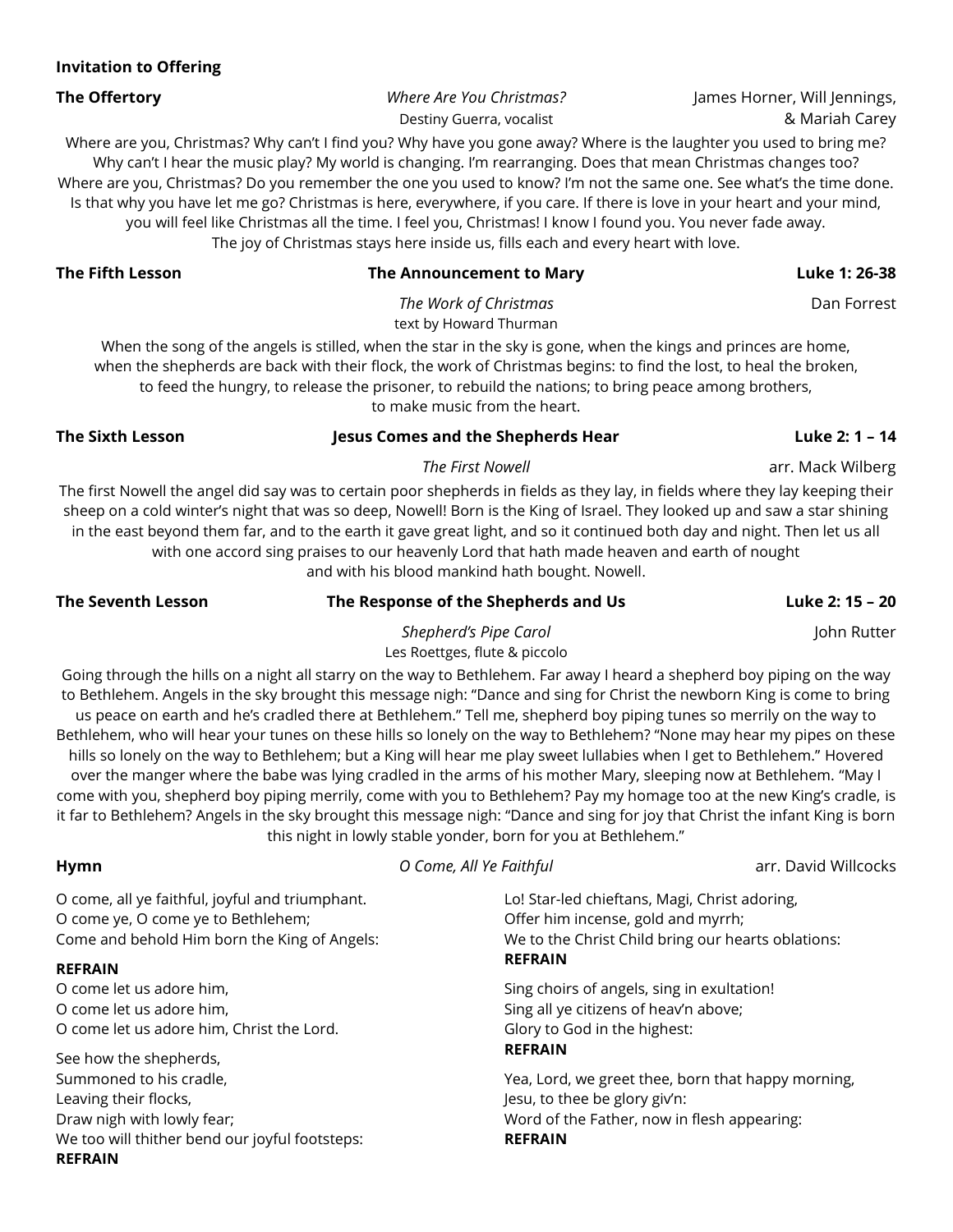**Invitation to Offering**

**The Offertory** *Where Are You Christmas?* James Horner, Will Jennings, & Mariah Carey
Destiny Guerra, vocalist

Where are you, Christmas? Why can't I find you? Why have you gone away? Where is the laughter you used to bring me? Why can't I hear the music play? My world is changing. I'm rearranging. Does that mean Christmas changes too? Where are you, Christmas? Do you remember the one you used to know? I'm not the same one. See what's the time done. Is that why you have let me go? Christmas is here, everywhere, if you care. If there is love in your heart and your mind, you will feel like Christmas all the time. I feel you, Christmas! I know I found you. You never fade away. The joy of Christmas stays here inside us, fills each and every heart with love.

**The Fifth Lesson** **The Announcement to Mary** **Luke 1: 26-38**

*The Work of Christmas* Dan Forrest
text by Howard Thurman

When the song of the angels is stilled, when the star in the sky is gone, when the kings and princes are home, when the shepherds are back with their flock, the work of Christmas begins: to find the lost, to heal the broken, to feed the hungry, to release the prisoner, to rebuild the nations; to bring peace among brothers, to make music from the heart.

**The Sixth Lesson** **Jesus Comes and the Shepherds Hear** **Luke 2: 1 – 14**

*The First Nowell* arr. Mack Wilberg

The first Nowell the angel did say was to certain poor shepherds in fields as they lay, in fields where they lay keeping their sheep on a cold winter's night that was so deep, Nowell! Born is the King of Israel. They looked up and saw a star shining in the east beyond them far, and to the earth it gave great light, and so it continued both day and night. Then let us all with one accord sing praises to our heavenly Lord that hath made heaven and earth of nought and with his blood mankind hath bought. Nowell.

**The Seventh Lesson** **The Response of the Shepherds and Us** **Luke 2: 15 – 20**

*Shepherd's Pipe Carol* John Rutter
Les Roettges, flute & piccolo

Going through the hills on a night all starry on the way to Bethlehem. Far away I heard a shepherd boy piping on the way to Bethlehem. Angels in the sky brought this message nigh: "Dance and sing for Christ the newborn King is come to bring us peace on earth and he's cradled there at Bethlehem." Tell me, shepherd boy piping tunes so merrily on the way to Bethlehem, who will hear your tunes on these hills so lonely on the way to Bethlehem? "None may hear my pipes on these hills so lonely on the way to Bethlehem; but a King will hear me play sweet lullabies when I get to Bethlehem." Hovered over the manger where the babe was lying cradled in the arms of his mother Mary, sleeping now at Bethlehem. "May I come with you, shepherd boy piping merrily, come with you to Bethlehem? Pay my homage too at the new King's cradle, is it far to Bethlehem? Angels in the sky brought this message nigh: "Dance and sing for joy that Christ the infant King is born this night in lowly stable yonder, born for you at Bethlehem."

**Hymn** *O Come, All Ye Faithful* arr. David Willcocks

O come, all ye faithful, joyful and triumphant.
O come ye, O come ye to Bethlehem;
Come and behold Him born the King of Angels:

**REFRAIN**
O come let us adore him,
O come let us adore him,
O come let us adore him, Christ the Lord.

See how the shepherds,
Summoned to his cradle,
Leaving their flocks,
Draw nigh with lowly fear;
We too will thither bend our joyful footsteps:
**REFRAIN**

Lo! Star-led chieftans, Magi, Christ adoring,
Offer him incense, gold and myrrh;
We to the Christ Child bring our hearts oblations:
**REFRAIN**

Sing choirs of angels, sing in exultation!
Sing all ye citizens of heav'n above;
Glory to God in the highest:
**REFRAIN**

Yea, Lord, we greet thee, born that happy morning,
Jesu, to thee be glory giv'n:
Word of the Father, now in flesh appearing:
**REFRAIN**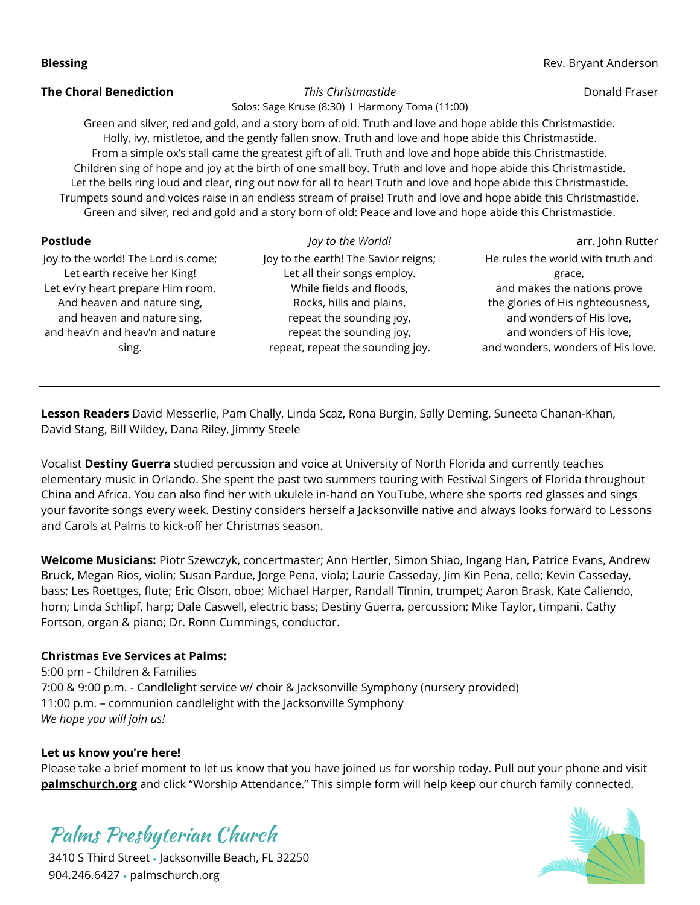**Blessing** Rev. Bryant Anderson

**The Choral Benediction** *This Christmastide* Donald Fraser

Solos: Sage Kruse (8:30) I Harmony Toma (11:00)

Green and silver, red and gold, and a story born of old. Truth and love and hope abide this Christmastide.
Holly, ivy, mistletoe, and the gently fallen snow. Truth and love and hope abide this Christmastide.
From a simple ox's stall came the greatest gift of all. Truth and love and hope abide this Christmastide.
Children sing of hope and joy at the birth of one small boy. Truth and love and hope abide this Christmastide.
Let the bells ring loud and clear, ring out now for all to hear! Truth and love and hope abide this Christmastide.
Trumpets sound and voices raise in an endless stream of praise! Truth and love and hope abide this Christmastide.
Green and silver, red and gold and a story born of old: Peace and love and hope abide this Christmastide.

**Postlude** *Joy to the World!* arr. John Rutter

Joy to the world! The Lord is come;
Let earth receive her King!
Let ev'ry heart prepare Him room.
And heaven and nature sing,
and heaven and nature sing,
and heav'n and heav'n and nature sing.

Joy to the earth! The Savior reigns;
Let all their songs employ.
While fields and floods,
Rocks, hills and plains,
repeat the sounding joy,
repeat the sounding joy,
repeat, repeat the sounding joy.

He rules the world with truth and grace,
and makes the nations prove
the glories of His righteousness,
and wonders of His love,
and wonders of His love,
and wonders, wonders of His love.

---

**Lesson Readers** David Messerlie, Pam Chally, Linda Scaz, Rona Burgin, Sally Deming, Suneeta Chanan-Khan, David Stang, Bill Wildey, Dana Riley, Jimmy Steele

Vocalist **Destiny Guerra** studied percussion and voice at University of North Florida and currently teaches elementary music in Orlando. She spent the past two summers touring with Festival Singers of Florida throughout China and Africa. You can also find her with ukulele in-hand on YouTube, where she sports red glasses and sings your favorite songs every week. Destiny considers herself a Jacksonville native and always looks forward to Lessons and Carols at Palms to kick-off her Christmas season.

**Welcome Musicians:** Piotr Szewczyk, concertmaster; Ann Hertler, Simon Shiao, Ingang Han, Patrice Evans, Andrew Bruck, Megan Rios, violin; Susan Pardue, Jorge Pena, viola; Laurie Casseday, Jim Kin Pena, cello; Kevin Casseday, bass; Les Roettges, flute; Eric Olson, oboe; Michael Harper, Randall Tinnin, trumpet; Aaron Brask, Kate Caliendo, horn; Linda Schlipf, harp; Dale Caswell, electric bass; Destiny Guerra, percussion; Mike Taylor, timpani. Cathy Fortson, organ & piano; Dr. Ronn Cummings, conductor.

**Christmas Eve Services at Palms:**
5:00 pm - Children & Families
7:00 & 9:00 p.m. - Candlelight service w/ choir & Jacksonville Symphony (nursery provided)
11:00 p.m. – communion candlelight with the Jacksonville Symphony
*We hope you will join us!*

**Let us know you're here!**
Please take a brief moment to let us know that you have joined us for worship today. Pull out your phone and visit **palmschurch.org** and click "Worship Attendance." This simple form will help keep our church family connected.

Palms Presbyterian Church
3410 S Third Street • Jacksonville Beach, FL 32250
904.246.6427 • palmschurch.org